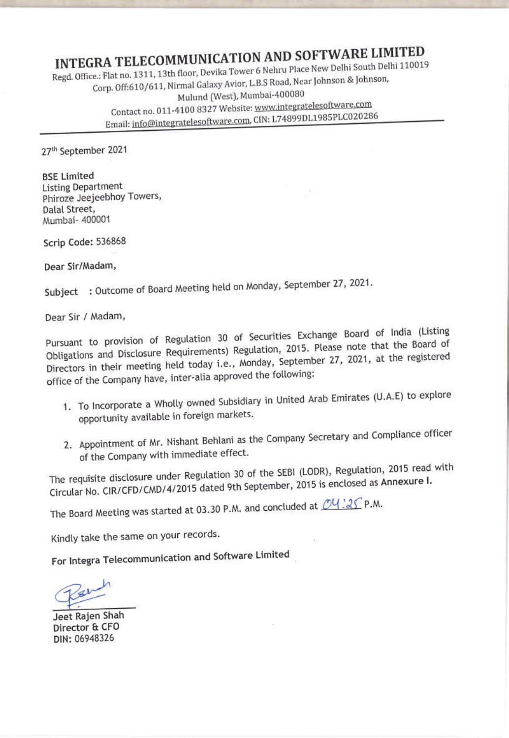# INTEGRA TELECOMMUNICATION AND SOFTWARE LIMITED

Regd. Office.: Flat no. 1311, 13th floor, Devika Tower 6 Nehru Place New Delhi South Delhi 110019
Corp. Off:610/611, Nirmal Galaxy Avior, L.B.S Road, Near Johnson & Johnson,
Mulund (West), Mumbai-400080
Contact no. 011-4100 8327 Website: www.integratelesoftware.com
Email: info@integratelesoftware.com, CIN: L74899DL1985PLC020286

---

27th September 2021

**BSE Limited**
Listing Department
Phiroze Jeejeebhoy Towers,
Dalal Street,
Mumbai- 400001

**Scrip Code:** 536868

**Dear Sir/Madam,**

**Subject** : Outcome of Board Meeting held on Monday, September 27, 2021.

Dear Sir / Madam,

Pursuant to provision of Regulation 30 of Securities Exchange Board of India (Listing Obligations and Disclosure Requirements) Regulation, 2015. Please note that the Board of Directors in their meeting held today i.e., Monday, September 27, 2021, at the registered office of the Company have, inter-alia approved the following:

1. To Incorporate a Wholly owned Subsidiary in United Arab Emirates (U.A.E) to explore opportunity available in foreign markets.
2. Appointment of Mr. Nishant Behlani as the Company Secretary and Compliance officer of the Company with immediate effect.

The requisite disclosure under Regulation 30 of the SEBI (LODR), Regulation, 2015 read with Circular No. CIR/CFD/CMD/4/2015 dated 9th September, 2015 is enclosed as **Annexure I.**

The Board Meeting was started at 03.30 P.M. and concluded at 04:25 P.M.

Kindly take the same on your records.

**For Integra Telecommunication and Software Limited**

Jeet Rajen Shah
Director & CFO
DIN: 06948326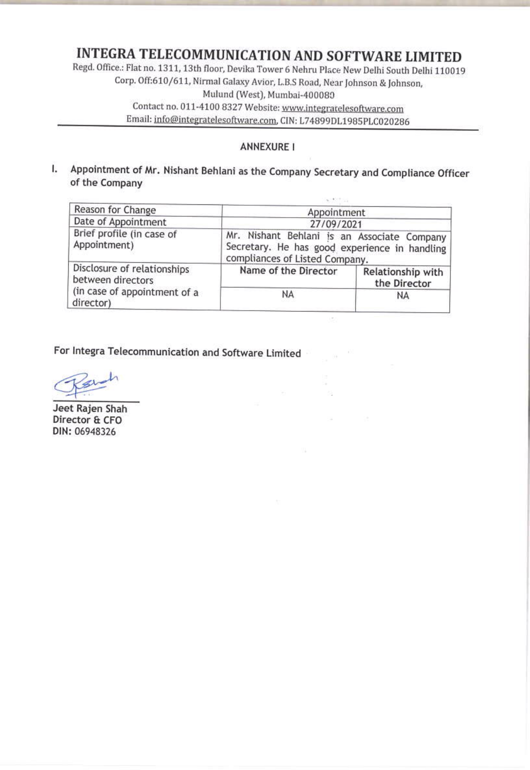# INTEGRA TELECOMMUNICATION AND SOFTWARE LIMITED

Regd. Office.: Flat no. 1311, 13th floor, Devika Tower 6 Nehru Place New Delhi South Delhi 110019
Corp. Off:610/611, Nirmal Galaxy Avior, L.B.S Road, Near Johnson & Johnson,
Mulund (West), Mumbai-400080
Contact no. 011-4100 8327 Website: www.integratelesoftware.com
Email: info@integratelesoftware.com, CIN: L74899DL1985PLC020286

## ANNEXURE I

**I. Appointment of Mr. Nishant Behlani as the Company Secretary and Compliance Officer of the Company**

| | | |
|---|---|---|
| Reason for Change | Appointment | |
| Date of Appointment | 27/09/2021 | |
| Brief profile (in case of Appointment) | Mr. Nishant Behlani is an Associate Company Secretary. He has good experience in handling compliances of Listed Company. | |
| Disclosure of relationships between directors (in case of appointment of a director) | **Name of the Director** | **Relationship with the Director** |
| | NA | NA |

**For Integra Telecommunication and Software Limited**

**Jeet Rajen Shah**
**Director & CFO**
**DIN: 06948326**